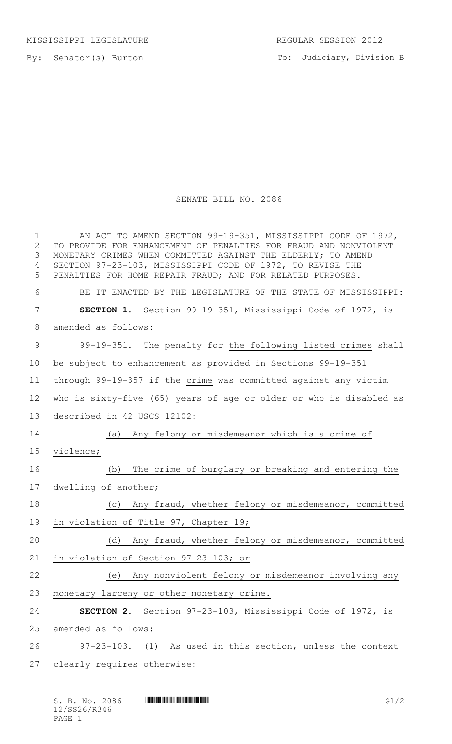MISSISSIPPI LEGISLATURE REGULAR SESSION 2012

By: Senator(s) Burton

To: Judiciary, Division B

# SENATE BILL NO. 2086

AN ACT TO AMEND SECTION 99-19-351, MISSISSIPPI CODE OF 1972, TO PROVIDE FOR ENHANCEMENT OF PENALTIES FOR FRAUD AND NONVIOLENT MONETARY CRIMES WHEN COMMITTED AGAINST THE ELDERLY; TO AMEND SECTION 97-23-103, MISSISSIPPI CODE OF 1972, TO REVISE THE PENALTIES FOR HOME REPAIR FRAUD; AND FOR RELATED PURPOSES.

BE IT ENACTED BY THE LEGISLATURE OF THE STATE OF MISSISSIPPI:

**SECTION 1.** Section 99-19-351, Mississippi Code of 1972, is amended as follows:

99-19-351. The penalty for the following listed crimes shall be subject to enhancement as provided in Sections 99-19-351 through 99-19-357 if the crime was committed against any victim who is sixty-five (65) years of age or older or who is disabled as described in 42 USCS 12102:

(a) Any felony or misdemeanor which is a crime of violence;

(b) The crime of burglary or breaking and entering the dwelling of another;

(c) Any fraud, whether felony or misdemeanor, committed in violation of Title 97, Chapter 19;

(d) Any fraud, whether felony or misdemeanor, committed in violation of Section 97-23-103; or

(e) Any nonviolent felony or misdemeanor involving any monetary larceny or other monetary crime.

**SECTION 2.** Section 97-23-103, Mississippi Code of 1972, is amended as follows:

97-23-103. (1) As used in this section, unless the context clearly requires otherwise: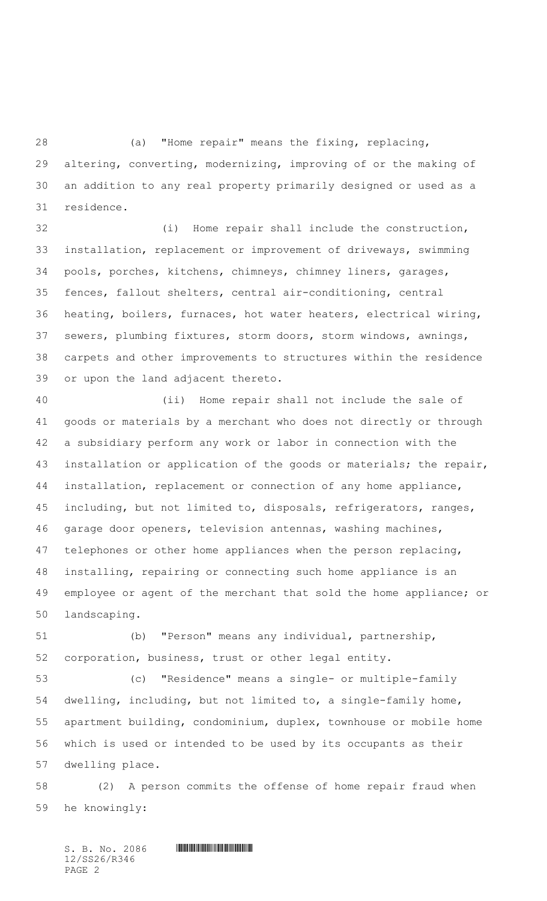(a) "Home repair" means the fixing, replacing, altering, converting, modernizing, improving of or the making of an addition to any real property primarily designed or used as a residence.

(i) Home repair shall include the construction, installation, replacement or improvement of driveways, swimming pools, porches, kitchens, chimneys, chimney liners, garages, fences, fallout shelters, central air-conditioning, central heating, boilers, furnaces, hot water heaters, electrical wiring, sewers, plumbing fixtures, storm doors, storm windows, awnings, carpets and other improvements to structures within the residence or upon the land adjacent thereto.

(ii) Home repair shall not include the sale of goods or materials by a merchant who does not directly or through a subsidiary perform any work or labor in connection with the installation or application of the goods or materials; the repair, installation, replacement or connection of any home appliance, including, but not limited to, disposals, refrigerators, ranges, garage door openers, television antennas, washing machines, telephones or other home appliances when the person replacing, installing, repairing or connecting such home appliance is an employee or agent of the merchant that sold the home appliance; or landscaping.

(b) "Person" means any individual, partnership, corporation, business, trust or other legal entity.

(c) "Residence" means a single- or multiple-family dwelling, including, but not limited to, a single-family home, apartment building, condominium, duplex, townhouse or mobile home which is used or intended to be used by its occupants as their dwelling place.

(2) A person commits the offense of home repair fraud when he knowingly: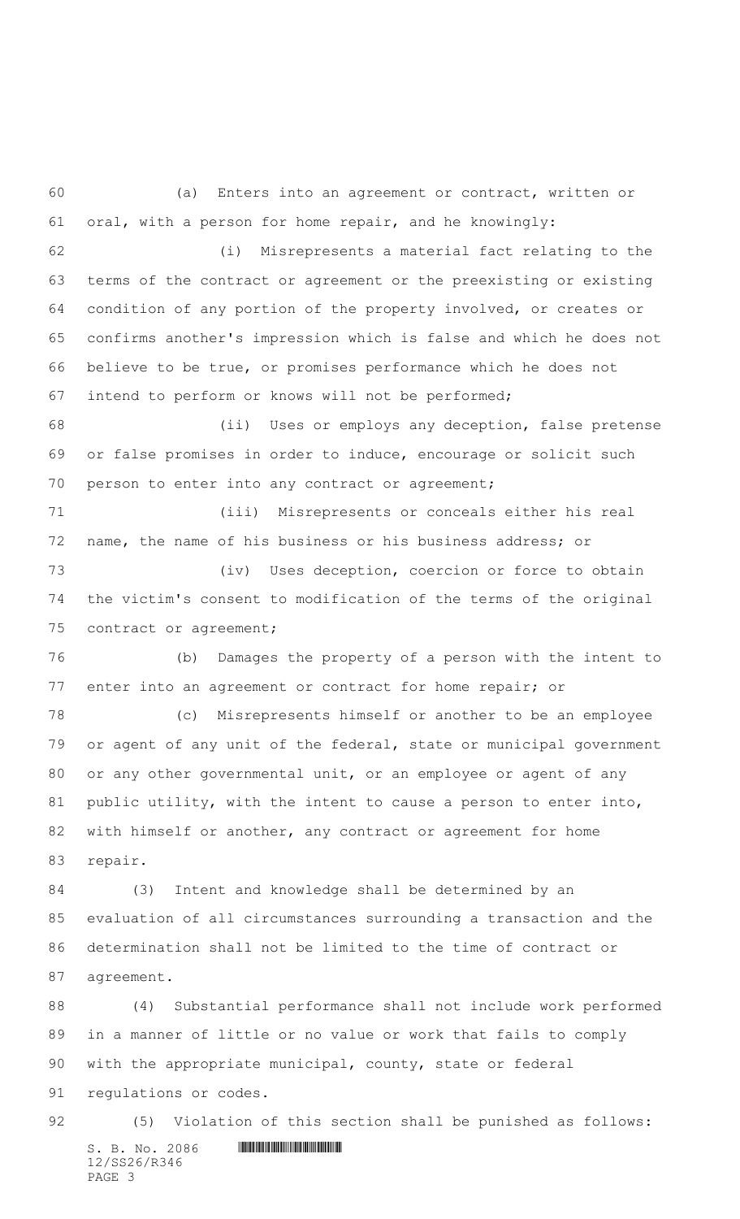(a) Enters into an agreement or contract, written or oral, with a person for home repair, and he knowingly:

(i) Misrepresents a material fact relating to the terms of the contract or agreement or the preexisting or existing condition of any portion of the property involved, or creates or confirms another's impression which is false and which he does not believe to be true, or promises performance which he does not intend to perform or knows will not be performed;

(ii) Uses or employs any deception, false pretense or false promises in order to induce, encourage or solicit such person to enter into any contract or agreement;

(iii) Misrepresents or conceals either his real name, the name of his business or his business address; or

(iv) Uses deception, coercion or force to obtain the victim's consent to modification of the terms of the original contract or agreement;

(b) Damages the property of a person with the intent to enter into an agreement or contract for home repair; or

(c) Misrepresents himself or another to be an employee or agent of any unit of the federal, state or municipal government or any other governmental unit, or an employee or agent of any public utility, with the intent to cause a person to enter into, with himself or another, any contract or agreement for home repair.

(3) Intent and knowledge shall be determined by an evaluation of all circumstances surrounding a transaction and the determination shall not be limited to the time of contract or agreement.

(4) Substantial performance shall not include work performed in a manner of little or no value or work that fails to comply with the appropriate municipal, county, state or federal regulations or codes.

(5) Violation of this section shall be punished as follows: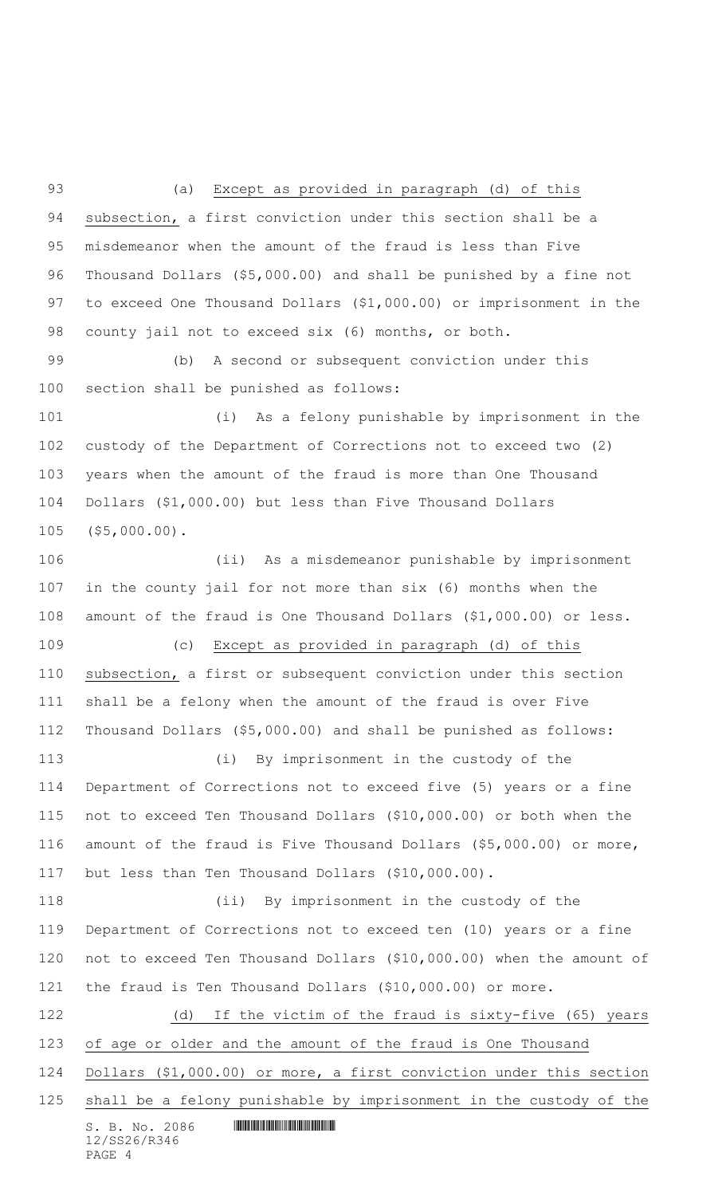(a) Except as provided in paragraph (d) of this subsection, a first conviction under this section shall be a misdemeanor when the amount of the fraud is less than Five Thousand Dollars ($5,000.00) and shall be punished by a fine not to exceed One Thousand Dollars ($1,000.00) or imprisonment in the county jail not to exceed six (6) months, or both.

(b) A second or subsequent conviction under this section shall be punished as follows:

(i) As a felony punishable by imprisonment in the custody of the Department of Corrections not to exceed two (2) years when the amount of the fraud is more than One Thousand Dollars ($1,000.00) but less than Five Thousand Dollars ($5,000.00).

(ii) As a misdemeanor punishable by imprisonment in the county jail for not more than six (6) months when the amount of the fraud is One Thousand Dollars ($1,000.00) or less.

(c) Except as provided in paragraph (d) of this subsection, a first or subsequent conviction under this section shall be a felony when the amount of the fraud is over Five Thousand Dollars ($5,000.00) and shall be punished as follows:

(i) By imprisonment in the custody of the Department of Corrections not to exceed five (5) years or a fine not to exceed Ten Thousand Dollars ($10,000.00) or both when the amount of the fraud is Five Thousand Dollars ($5,000.00) or more, but less than Ten Thousand Dollars ($10,000.00).

(ii) By imprisonment in the custody of the Department of Corrections not to exceed ten (10) years or a fine not to exceed Ten Thousand Dollars ($10,000.00) when the amount of the fraud is Ten Thousand Dollars ($10,000.00) or more.

(d) If the victim of the fraud is sixty-five (65) years of age or older and the amount of the fraud is One Thousand Dollars ($1,000.00) or more, a first conviction under this section shall be a felony punishable by imprisonment in the custody of the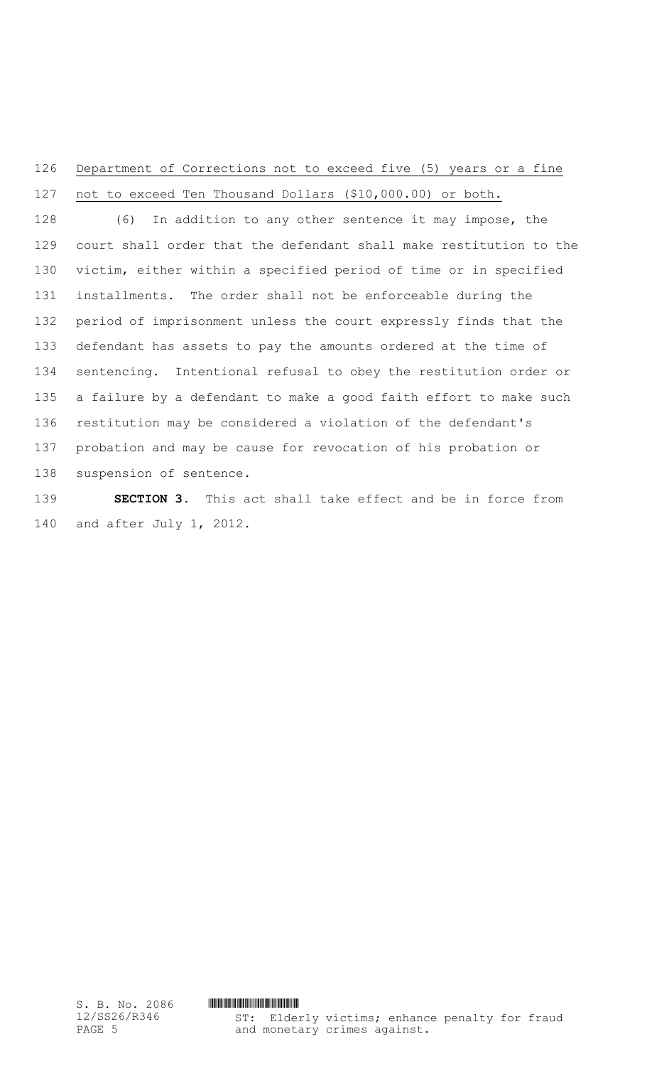Department of Corrections not to exceed five (5) years or a fine not to exceed Ten Thousand Dollars ($10,000.00) or both.

(6) In addition to any other sentence it may impose, the court shall order that the defendant shall make restitution to the victim, either within a specified period of time or in specified installments. The order shall not be enforceable during the period of imprisonment unless the court expressly finds that the defendant has assets to pay the amounts ordered at the time of sentencing. Intentional refusal to obey the restitution order or a failure by a defendant to make a good faith effort to make such restitution may be considered a violation of the defendant's probation and may be cause for revocation of his probation or suspension of sentence.

**SECTION 3.** This act shall take effect and be in force from and after July 1, 2012.

S. B. No. 2086
12/SS26/R346

ST: Elderly victims; enhance penalty for fraud and monetary crimes against.